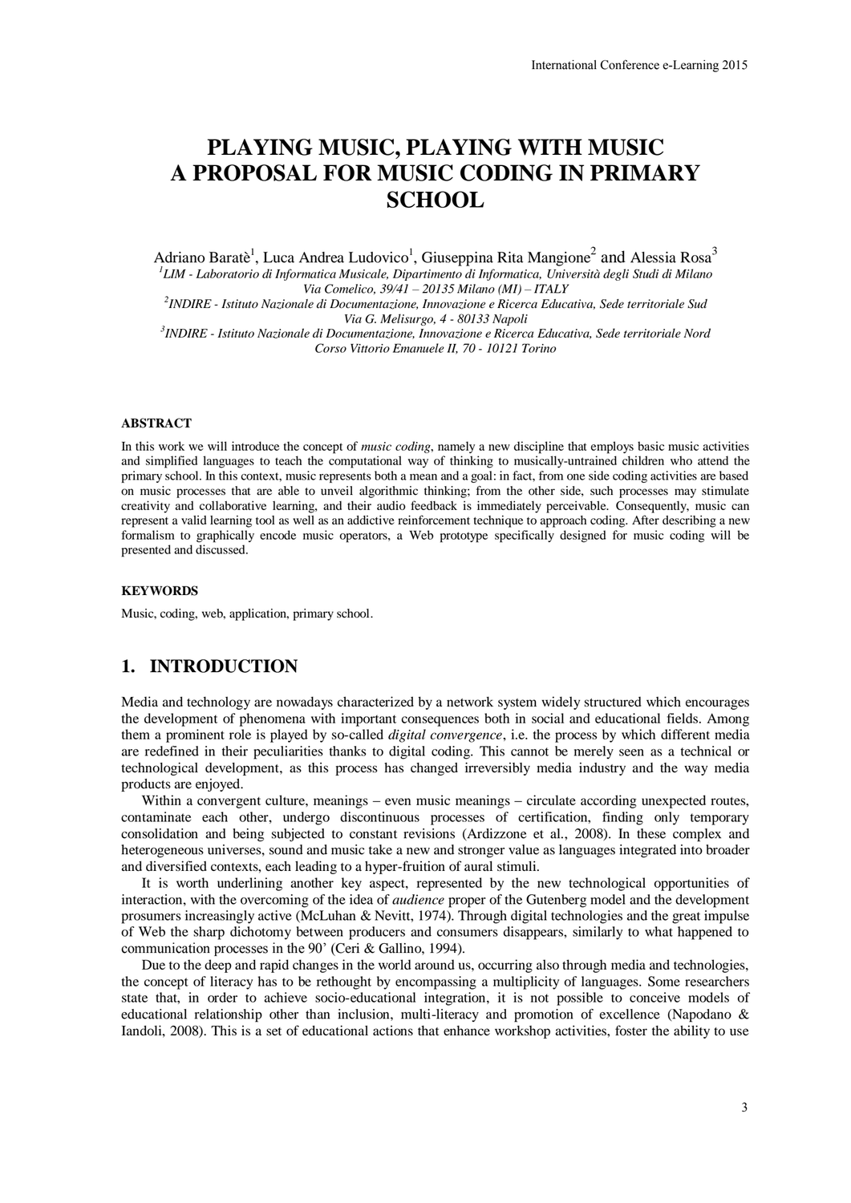# PLAYING MUSIC, PLAYING WITH MUSIC
# A PROPOSAL FOR MUSIC CODING IN PRIMARY SCHOOL

Adriano Baratè[1], Luca Andrea Ludovico[1], Giuseppina Rita Mangione[2] and Alessia Rosa[3]

[1]*LIM - Laboratorio di Informatica Musicale, Dipartimento di Informatica, Università degli Studi di Milano Via Comelico, 39/41 – 20135 Milano (MI) – ITALY*

[2]*INDIRE - Istituto Nazionale di Documentazione, Innovazione e Ricerca Educativa, Sede territoriale Sud Via G. Melisurgo, 4 - 80133 Napoli*

[3]*INDIRE - Istituto Nazionale di Documentazione, Innovazione e Ricerca Educativa, Sede territoriale Nord Corso Vittorio Emanuele II, 70 - 10121 Torino*

## ABSTRACT

In this work we will introduce the concept of *music coding*, namely a new discipline that employs basic music activities and simplified languages to teach the computational way of thinking to musically-untrained children who attend the primary school. In this context, music represents both a mean and a goal: in fact, from one side coding activities are based on music processes that are able to unveil algorithmic thinking; from the other side, such processes may stimulate creativity and collaborative learning, and their audio feedback is immediately perceivable. Consequently, music can represent a valid learning tool as well as an addictive reinforcement technique to approach coding. After describing a new formalism to graphically encode music operators, a Web prototype specifically designed for music coding will be presented and discussed.

## KEYWORDS

Music, coding, web, application, primary school.

## 1. INTRODUCTION

Media and technology are nowadays characterized by a network system widely structured which encourages the development of phenomena with important consequences both in social and educational fields. Among them a prominent role is played by so-called *digital convergence*, i.e. the process by which different media are redefined in their peculiarities thanks to digital coding. This cannot be merely seen as a technical or technological development, as this process has changed irreversibly media industry and the way media products are enjoyed.

Within a convergent culture, meanings – even music meanings – circulate according unexpected routes, contaminate each other, undergo discontinuous processes of certification, finding only temporary consolidation and being subjected to constant revisions (Ardizzone et al., 2008). In these complex and heterogeneous universes, sound and music take a new and stronger value as languages integrated into broader and diversified contexts, each leading to a hyper-fruition of aural stimuli.

It is worth underlining another key aspect, represented by the new technological opportunities of interaction, with the overcoming of the idea of *audience* proper of the Gutenberg model and the development prosumers increasingly active (McLuhan & Nevitt, 1974). Through digital technologies and the great impulse of Web the sharp dichotomy between producers and consumers disappears, similarly to what happened to communication processes in the 90' (Ceri & Gallino, 1994).

Due to the deep and rapid changes in the world around us, occurring also through media and technologies, the concept of literacy has to be rethought by encompassing a multiplicity of languages. Some researchers state that, in order to achieve socio-educational integration, it is not possible to conceive models of educational relationship other than inclusion, multi-literacy and promotion of excellence (Napodano & Iandoli, 2008). This is a set of educational actions that enhance workshop activities, foster the ability to use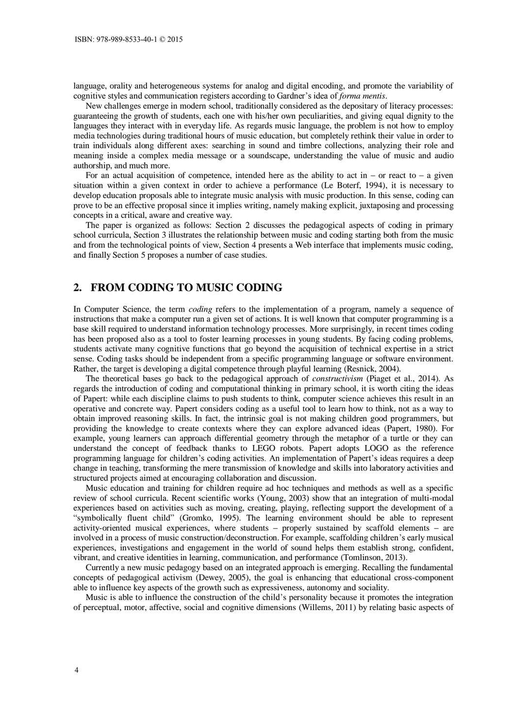language, orality and heterogeneous systems for analog and digital encoding, and promote the variability of cognitive styles and communication registers according to Gardner's idea of *forma mentis*.

New challenges emerge in modern school, traditionally considered as the depositary of literacy processes: guaranteeing the growth of students, each one with his/her own peculiarities, and giving equal dignity to the languages they interact with in everyday life. As regards music language, the problem is not how to employ media technologies during traditional hours of music education, but completely rethink their value in order to train individuals along different axes: searching in sound and timbre collections, analyzing their role and meaning inside a complex media message or a soundscape, understanding the value of music and audio authorship, and much more.

For an actual acquisition of competence, intended here as the ability to act in – or react to – a given situation within a given context in order to achieve a performance (Le Boterf, 1994), it is necessary to develop education proposals able to integrate music analysis with music production. In this sense, coding can prove to be an effective proposal since it implies writing, namely making explicit, juxtaposing and processing concepts in a critical, aware and creative way.

The paper is organized as follows: Section 2 discusses the pedagogical aspects of coding in primary school curricula, Section 3 illustrates the relationship between music and coding starting both from the music and from the technological points of view, Section 4 presents a Web interface that implements music coding, and finally Section 5 proposes a number of case studies.

## 2. FROM CODING TO MUSIC CODING

In Computer Science, the term *coding* refers to the implementation of a program, namely a sequence of instructions that make a computer run a given set of actions. It is well known that computer programming is a base skill required to understand information technology processes. More surprisingly, in recent times coding has been proposed also as a tool to foster learning processes in young students. By facing coding problems, students activate many cognitive functions that go beyond the acquisition of technical expertise in a strict sense. Coding tasks should be independent from a specific programming language or software environment. Rather, the target is developing a digital competence through playful learning (Resnick, 2004).

The theoretical bases go back to the pedagogical approach of *constructivism* (Piaget et al., 2014). As regards the introduction of coding and computational thinking in primary school, it is worth citing the ideas of Papert: while each discipline claims to push students to think, computer science achieves this result in an operative and concrete way. Papert considers coding as a useful tool to learn how to think, not as a way to obtain improved reasoning skills. In fact, the intrinsic goal is not making children good programmers, but providing the knowledge to create contexts where they can explore advanced ideas (Papert, 1980). For example, young learners can approach differential geometry through the metaphor of a turtle or they can understand the concept of feedback thanks to LEGO robots. Papert adopts LOGO as the reference programming language for children's coding activities. An implementation of Papert's ideas requires a deep change in teaching, transforming the mere transmission of knowledge and skills into laboratory activities and structured projects aimed at encouraging collaboration and discussion.

Music education and training for children require ad hoc techniques and methods as well as a specific review of school curricula. Recent scientific works (Young, 2003) show that an integration of multi-modal experiences based on activities such as moving, creating, playing, reflecting support the development of a "symbolically fluent child" (Gromko, 1995). The learning environment should be able to represent activity-oriented musical experiences, where students – properly sustained by scaffold elements – are involved in a process of music construction/deconstruction. For example, scaffolding children's early musical experiences, investigations and engagement in the world of sound helps them establish strong, confident, vibrant, and creative identities in learning, communication, and performance (Tomlinson, 2013).

Currently a new music pedagogy based on an integrated approach is emerging. Recalling the fundamental concepts of pedagogical activism (Dewey, 2005), the goal is enhancing that educational cross-component able to influence key aspects of the growth such as expressiveness, autonomy and sociality.

Music is able to influence the construction of the child's personality because it promotes the integration of perceptual, motor, affective, social and cognitive dimensions (Willems, 2011) by relating basic aspects of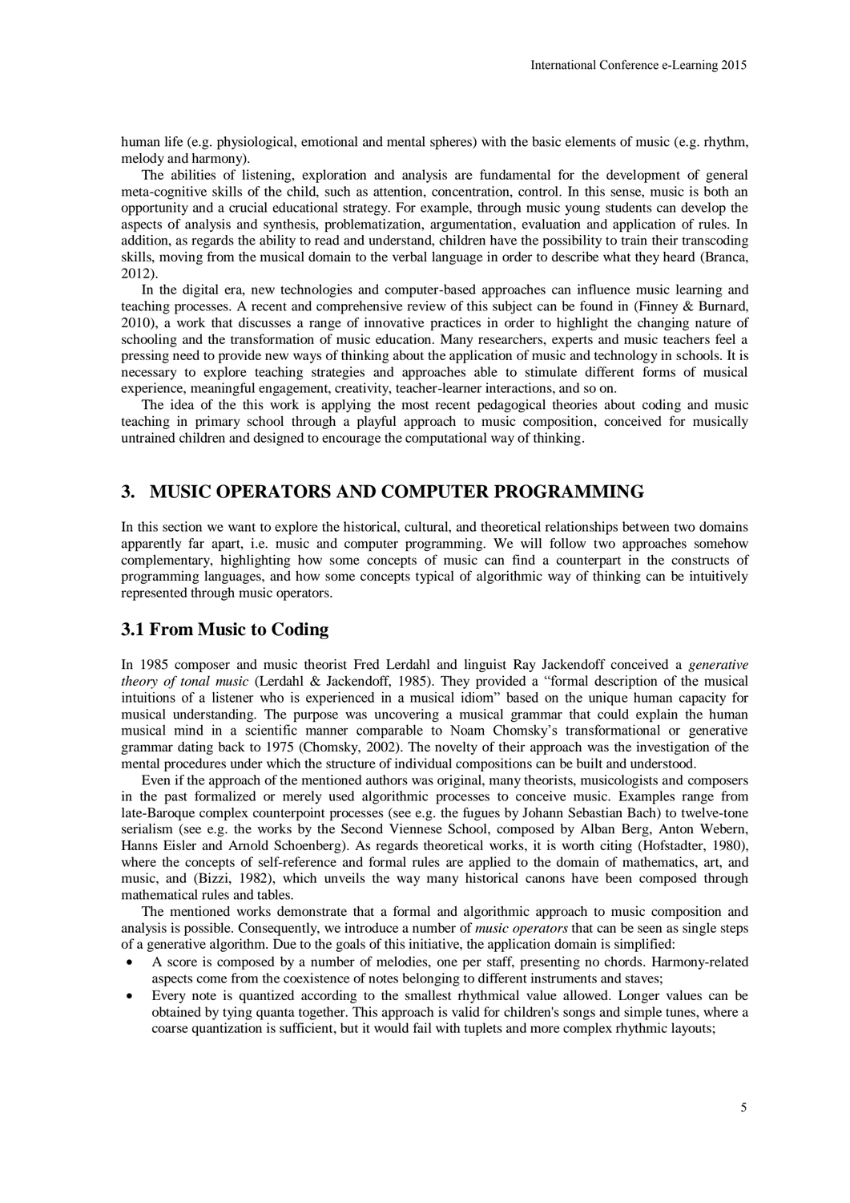human life (e.g. physiological, emotional and mental spheres) with the basic elements of music (e.g. rhythm, melody and harmony).

The abilities of listening, exploration and analysis are fundamental for the development of general meta-cognitive skills of the child, such as attention, concentration, control. In this sense, music is both an opportunity and a crucial educational strategy. For example, through music young students can develop the aspects of analysis and synthesis, problematization, argumentation, evaluation and application of rules. In addition, as regards the ability to read and understand, children have the possibility to train their transcoding skills, moving from the musical domain to the verbal language in order to describe what they heard (Branca, 2012).

In the digital era, new technologies and computer-based approaches can influence music learning and teaching processes. A recent and comprehensive review of this subject can be found in (Finney & Burnard, 2010), a work that discusses a range of innovative practices in order to highlight the changing nature of schooling and the transformation of music education. Many researchers, experts and music teachers feel a pressing need to provide new ways of thinking about the application of music and technology in schools. It is necessary to explore teaching strategies and approaches able to stimulate different forms of musical experience, meaningful engagement, creativity, teacher-learner interactions, and so on.

The idea of the this work is applying the most recent pedagogical theories about coding and music teaching in primary school through a playful approach to music composition, conceived for musically untrained children and designed to encourage the computational way of thinking.

## 3. MUSIC OPERATORS AND COMPUTER PROGRAMMING

In this section we want to explore the historical, cultural, and theoretical relationships between two domains apparently far apart, i.e. music and computer programming. We will follow two approaches somehow complementary, highlighting how some concepts of music can find a counterpart in the constructs of programming languages, and how some concepts typical of algorithmic way of thinking can be intuitively represented through music operators.

### 3.1 From Music to Coding

In 1985 composer and music theorist Fred Lerdahl and linguist Ray Jackendoff conceived a *generative theory of tonal music* (Lerdahl & Jackendoff, 1985). They provided a "formal description of the musical intuitions of a listener who is experienced in a musical idiom" based on the unique human capacity for musical understanding. The purpose was uncovering a musical grammar that could explain the human musical mind in a scientific manner comparable to Noam Chomsky's transformational or generative grammar dating back to 1975 (Chomsky, 2002). The novelty of their approach was the investigation of the mental procedures under which the structure of individual compositions can be built and understood.

Even if the approach of the mentioned authors was original, many theorists, musicologists and composers in the past formalized or merely used algorithmic processes to conceive music. Examples range from late-Baroque complex counterpoint processes (see e.g. the fugues by Johann Sebastian Bach) to twelve-tone serialism (see e.g. the works by the Second Viennese School, composed by Alban Berg, Anton Webern, Hanns Eisler and Arnold Schoenberg). As regards theoretical works, it is worth citing (Hofstadter, 1980), where the concepts of self-reference and formal rules are applied to the domain of mathematics, art, and music, and (Bizzi, 1982), which unveils the way many historical canons have been composed through mathematical rules and tables.

The mentioned works demonstrate that a formal and algorithmic approach to music composition and analysis is possible. Consequently, we introduce a number of *music operators* that can be seen as single steps of a generative algorithm. Due to the goals of this initiative, the application domain is simplified:

- A score is composed by a number of melodies, one per staff, presenting no chords. Harmony-related aspects come from the coexistence of notes belonging to different instruments and staves;
- Every note is quantized according to the smallest rhythmical value allowed. Longer values can be obtained by tying quanta together. This approach is valid for children's songs and simple tunes, where a coarse quantization is sufficient, but it would fail with tuplets and more complex rhythmic layouts;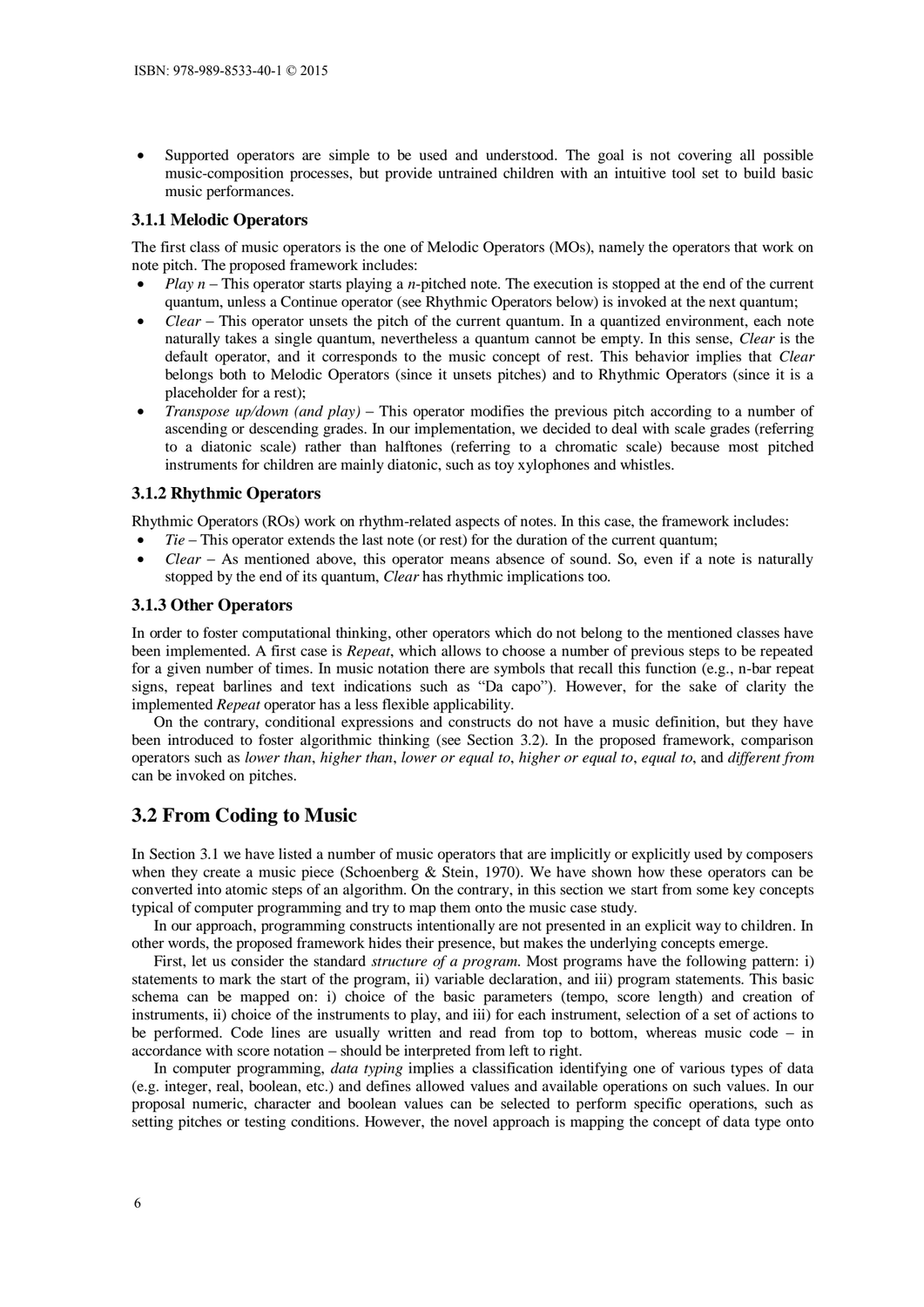- Supported operators are simple to be used and understood. The goal is not covering all possible music-composition processes, but provide untrained children with an intuitive tool set to build basic music performances.

### 3.1.1 Melodic Operators

The first class of music operators is the one of Melodic Operators (MOs), namely the operators that work on note pitch. The proposed framework includes:

- *Play n* – This operator starts playing a *n*-pitched note. The execution is stopped at the end of the current quantum, unless a Continue operator (see Rhythmic Operators below) is invoked at the next quantum;
- *Clear* – This operator unsets the pitch of the current quantum. In a quantized environment, each note naturally takes a single quantum, nevertheless a quantum cannot be empty. In this sense, *Clear* is the default operator, and it corresponds to the music concept of rest. This behavior implies that *Clear* belongs both to Melodic Operators (since it unsets pitches) and to Rhythmic Operators (since it is a placeholder for a rest);
- *Transpose up/down (and play)* – This operator modifies the previous pitch according to a number of ascending or descending grades. In our implementation, we decided to deal with scale grades (referring to a diatonic scale) rather than halftones (referring to a chromatic scale) because most pitched instruments for children are mainly diatonic, such as toy xylophones and whistles.

### 3.1.2 Rhythmic Operators

Rhythmic Operators (ROs) work on rhythm-related aspects of notes. In this case, the framework includes:

- *Tie* – This operator extends the last note (or rest) for the duration of the current quantum;
- *Clear* – As mentioned above, this operator means absence of sound. So, even if a note is naturally stopped by the end of its quantum, *Clear* has rhythmic implications too.

### 3.1.3 Other Operators

In order to foster computational thinking, other operators which do not belong to the mentioned classes have been implemented. A first case is *Repeat*, which allows to choose a number of previous steps to be repeated for a given number of times. In music notation there are symbols that recall this function (e.g., n-bar repeat signs, repeat barlines and text indications such as "Da capo"). However, for the sake of clarity the implemented *Repeat* operator has a less flexible applicability.

On the contrary, conditional expressions and constructs do not have a music definition, but they have been introduced to foster algorithmic thinking (see Section 3.2). In the proposed framework, comparison operators such as *lower than*, *higher than*, *lower or equal to*, *higher or equal to*, *equal to*, and *different from* can be invoked on pitches.

## 3.2 From Coding to Music

In Section 3.1 we have listed a number of music operators that are implicitly or explicitly used by composers when they create a music piece (Schoenberg & Stein, 1970). We have shown how these operators can be converted into atomic steps of an algorithm. On the contrary, in this section we start from some key concepts typical of computer programming and try to map them onto the music case study.

In our approach, programming constructs intentionally are not presented in an explicit way to children. In other words, the proposed framework hides their presence, but makes the underlying concepts emerge.

First, let us consider the standard *structure of a program*. Most programs have the following pattern: i) statements to mark the start of the program, ii) variable declaration, and iii) program statements. This basic schema can be mapped on: i) choice of the basic parameters (tempo, score length) and creation of instruments, ii) choice of the instruments to play, and iii) for each instrument, selection of a set of actions to be performed. Code lines are usually written and read from top to bottom, whereas music code – in accordance with score notation – should be interpreted from left to right.

In computer programming, *data typing* implies a classification identifying one of various types of data (e.g. integer, real, boolean, etc.) and defines allowed values and available operations on such values. In our proposal numeric, character and boolean values can be selected to perform specific operations, such as setting pitches or testing conditions. However, the novel approach is mapping the concept of data type onto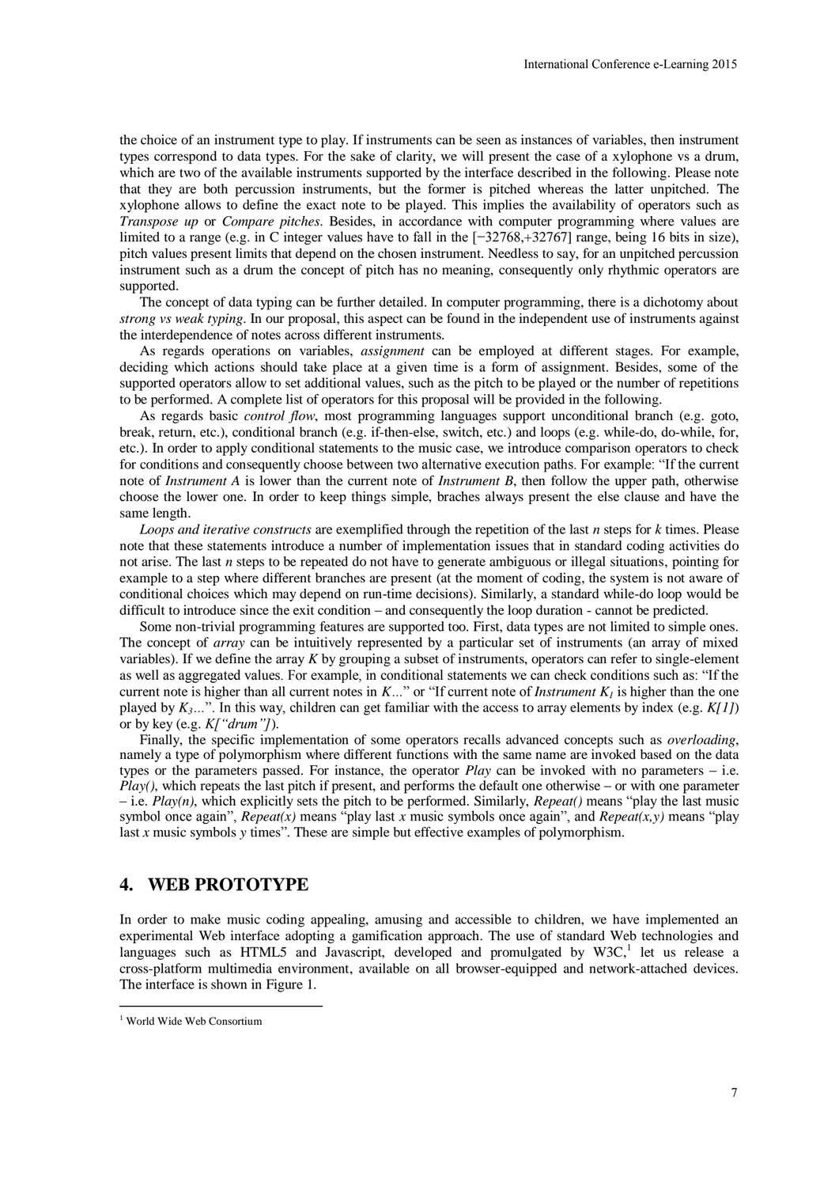the choice of an instrument type to play. If instruments can be seen as instances of variables, then instrument types correspond to data types. For the sake of clarity, we will present the case of a xylophone vs a drum, which are two of the available instruments supported by the interface described in the following. Please note that they are both percussion instruments, but the former is pitched whereas the latter unpitched. The xylophone allows to define the exact note to be played. This implies the availability of operators such as *Transpose up* or *Compare pitches*. Besides, in accordance with computer programming where values are limited to a range (e.g. in C integer values have to fall in the [−32768,+32767] range, being 16 bits in size), pitch values present limits that depend on the chosen instrument. Needless to say, for an unpitched percussion instrument such as a drum the concept of pitch has no meaning, consequently only rhythmic operators are supported.

The concept of data typing can be further detailed. In computer programming, there is a dichotomy about *strong vs weak typing*. In our proposal, this aspect can be found in the independent use of instruments against the interdependence of notes across different instruments.

As regards operations on variables, *assignment* can be employed at different stages. For example, deciding which actions should take place at a given time is a form of assignment. Besides, some of the supported operators allow to set additional values, such as the pitch to be played or the number of repetitions to be performed. A complete list of operators for this proposal will be provided in the following.

As regards basic *control flow*, most programming languages support unconditional branch (e.g. goto, break, return, etc.), conditional branch (e.g. if-then-else, switch, etc.) and loops (e.g. while-do, do-while, for, etc.). In order to apply conditional statements to the music case, we introduce comparison operators to check for conditions and consequently choose between two alternative execution paths. For example: "If the current note of *Instrument A* is lower than the current note of *Instrument B*, then follow the upper path, otherwise choose the lower one. In order to keep things simple, braches always present the else clause and have the same length.

*Loops and iterative constructs* are exemplified through the repetition of the last *n* steps for *k* times. Please note that these statements introduce a number of implementation issues that in standard coding activities do not arise. The last *n* steps to be repeated do not have to generate ambiguous or illegal situations, pointing for example to a step where different branches are present (at the moment of coding, the system is not aware of conditional choices which may depend on run-time decisions). Similarly, a standard while-do loop would be difficult to introduce since the exit condition – and consequently the loop duration - cannot be predicted.

Some non-trivial programming features are supported too. First, data types are not limited to simple ones. The concept of *array* can be intuitively represented by a particular set of instruments (an array of mixed variables). If we define the array *K* by grouping a subset of instruments, operators can refer to single-element as well as aggregated values. For example, in conditional statements we can check conditions such as: "If the current note is higher than all current notes in *K*…" or "If current note of *Instrument* $K_1$ is higher than the one played by $K_3$…". In this way, children can get familiar with the access to array elements by index (e.g. *K[1]*) or by key (e.g. *K["drum"]*).

Finally, the specific implementation of some operators recalls advanced concepts such as *overloading*, namely a type of polymorphism where different functions with the same name are invoked based on the data types or the parameters passed. For instance, the operator *Play* can be invoked with no parameters – i.e. *Play()*, which repeats the last pitch if present, and performs the default one otherwise – or with one parameter – i.e. *Play(n)*, which explicitly sets the pitch to be performed. Similarly, *Repeat()* means "play the last music symbol once again", *Repeat(x)* means "play last *x* music symbols once again", and *Repeat(x,y)* means "play last *x* music symbols *y* times". These are simple but effective examples of polymorphism.

## 4. WEB PROTOTYPE

In order to make music coding appealing, amusing and accessible to children, we have implemented an experimental Web interface adopting a gamification approach. The use of standard Web technologies and languages such as HTML5 and Javascript, developed and promulgated by W3C,[1] let us release a cross-platform multimedia environment, available on all browser-equipped and network-attached devices. The interface is shown in Figure 1.

[1] World Wide Web Consortium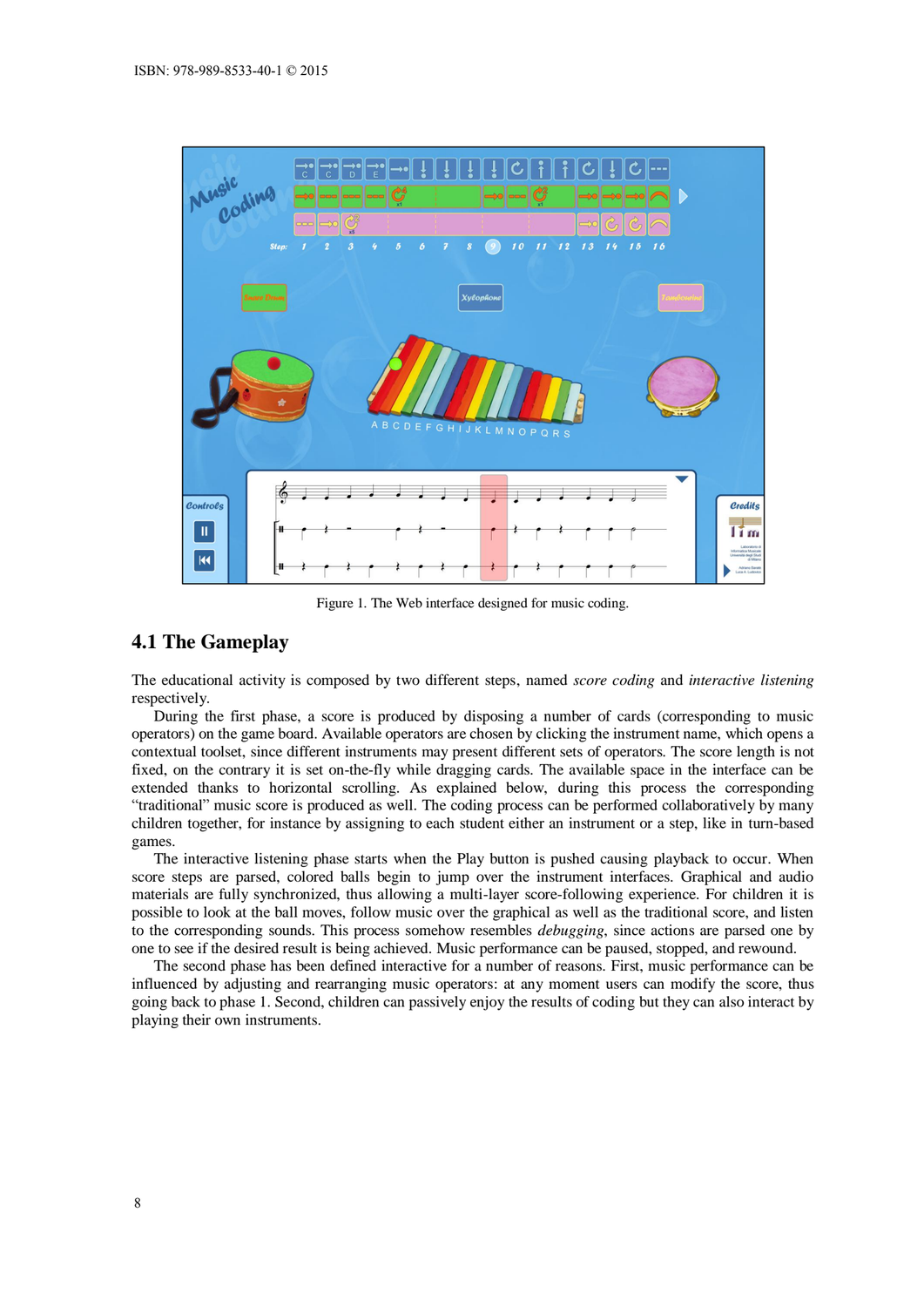Figure 1. The Web interface designed for music coding.

## 4.1 The Gameplay

The educational activity is composed by two different steps, named *score coding* and *interactive listening* respectively.

During the first phase, a score is produced by disposing a number of cards (corresponding to music operators) on the game board. Available operators are chosen by clicking the instrument name, which opens a contextual toolset, since different instruments may present different sets of operators. The score length is not fixed, on the contrary it is set on-the-fly while dragging cards. The available space in the interface can be extended thanks to horizontal scrolling. As explained below, during this process the corresponding "traditional" music score is produced as well. The coding process can be performed collaboratively by many children together, for instance by assigning to each student either an instrument or a step, like in turn-based games.

The interactive listening phase starts when the Play button is pushed causing playback to occur. When score steps are parsed, colored balls begin to jump over the instrument interfaces. Graphical and audio materials are fully synchronized, thus allowing a multi-layer score-following experience. For children it is possible to look at the ball moves, follow music over the graphical as well as the traditional score, and listen to the corresponding sounds. This process somehow resembles *debugging*, since actions are parsed one by one to see if the desired result is being achieved. Music performance can be paused, stopped, and rewound.

The second phase has been defined interactive for a number of reasons. First, music performance can be influenced by adjusting and rearranging music operators: at any moment users can modify the score, thus going back to phase 1. Second, children can passively enjoy the results of coding but they can also interact by playing their own instruments.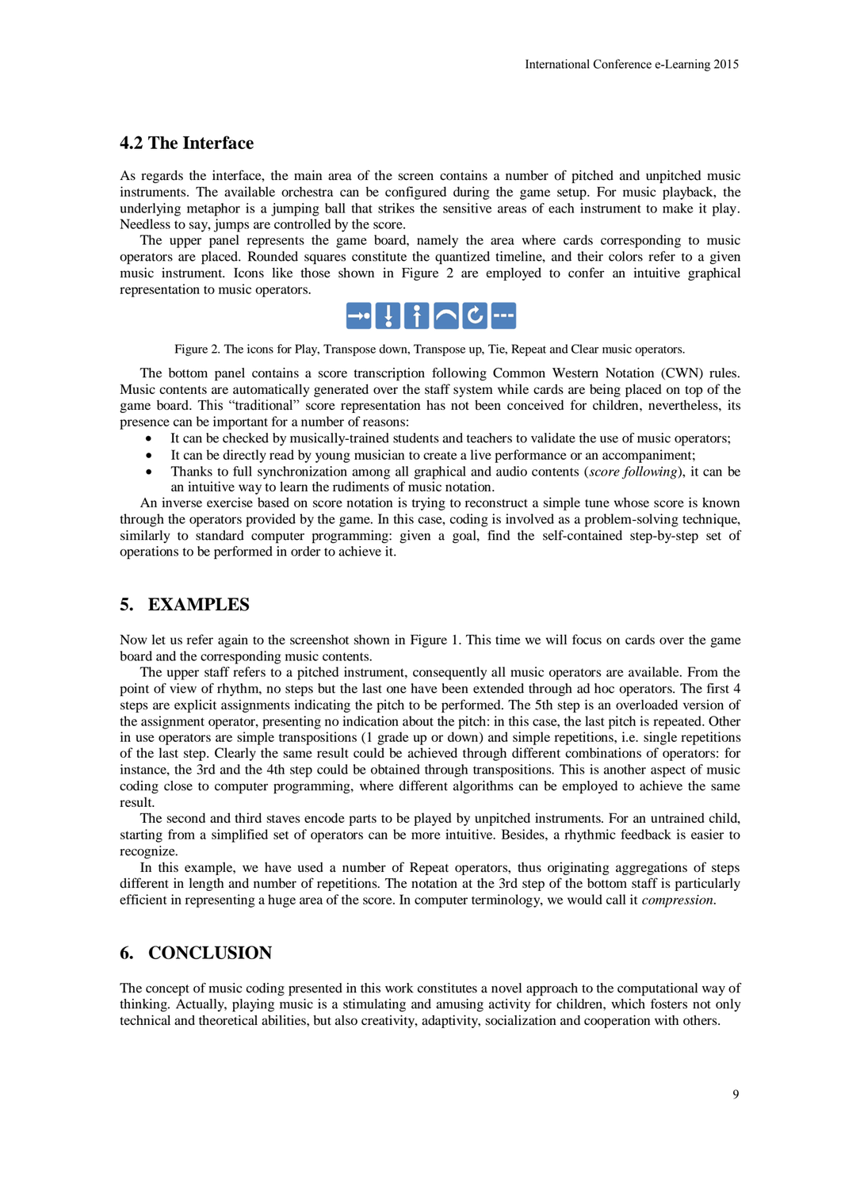## 4.2 The Interface

As regards the interface, the main area of the screen contains a number of pitched and unpitched music instruments. The available orchestra can be configured during the game setup. For music playback, the underlying metaphor is a jumping ball that strikes the sensitive areas of each instrument to make it play. Needless to say, jumps are controlled by the score.

The upper panel represents the game board, namely the area where cards corresponding to music operators are placed. Rounded squares constitute the quantized timeline, and their colors refer to a given music instrument. Icons like those shown in Figure 2 are employed to confer an intuitive graphical representation to music operators.

Figure 2. The icons for Play, Transpose down, Transpose up, Tie, Repeat and Clear music operators.

The bottom panel contains a score transcription following Common Western Notation (CWN) rules. Music contents are automatically generated over the staff system while cards are being placed on top of the game board. This "traditional" score representation has not been conceived for children, nevertheless, its presence can be important for a number of reasons:

- It can be checked by musically-trained students and teachers to validate the use of music operators;
- It can be directly read by young musician to create a live performance or an accompaniment;
- Thanks to full synchronization among all graphical and audio contents (*score following*), it can be an intuitive way to learn the rudiments of music notation.

An inverse exercise based on score notation is trying to reconstruct a simple tune whose score is known through the operators provided by the game. In this case, coding is involved as a problem-solving technique, similarly to standard computer programming: given a goal, find the self-contained step-by-step set of operations to be performed in order to achieve it.

# 5. EXAMPLES

Now let us refer again to the screenshot shown in Figure 1. This time we will focus on cards over the game board and the corresponding music contents.

The upper staff refers to a pitched instrument, consequently all music operators are available. From the point of view of rhythm, no steps but the last one have been extended through ad hoc operators. The first 4 steps are explicit assignments indicating the pitch to be performed. The 5th step is an overloaded version of the assignment operator, presenting no indication about the pitch: in this case, the last pitch is repeated. Other in use operators are simple transpositions (1 grade up or down) and simple repetitions, i.e. single repetitions of the last step. Clearly the same result could be achieved through different combinations of operators: for instance, the 3rd and the 4th step could be obtained through transpositions. This is another aspect of music coding close to computer programming, where different algorithms can be employed to achieve the same result.

The second and third staves encode parts to be played by unpitched instruments. For an untrained child, starting from a simplified set of operators can be more intuitive. Besides, a rhythmic feedback is easier to recognize.

In this example, we have used a number of Repeat operators, thus originating aggregations of steps different in length and number of repetitions. The notation at the 3rd step of the bottom staff is particularly efficient in representing a huge area of the score. In computer terminology, we would call it *compression*.

# 6. CONCLUSION

The concept of music coding presented in this work constitutes a novel approach to the computational way of thinking. Actually, playing music is a stimulating and amusing activity for children, which fosters not only technical and theoretical abilities, but also creativity, adaptivity, socialization and cooperation with others.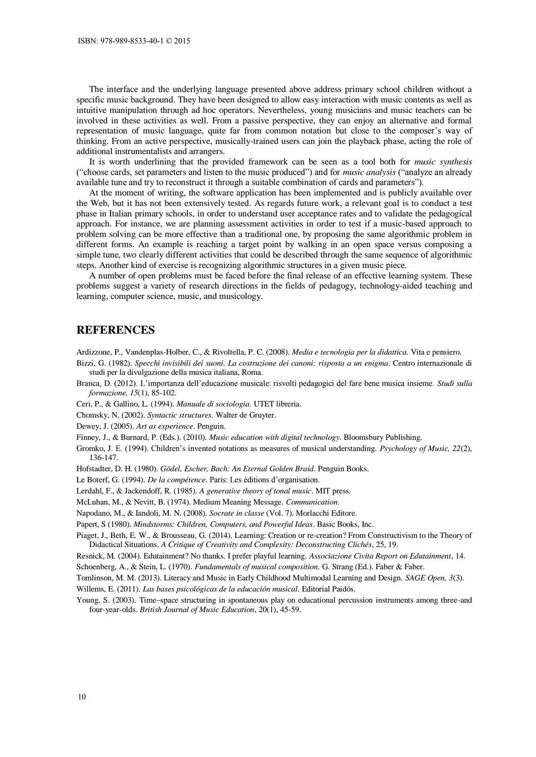The interface and the underlying language presented above address primary school children without a specific music background. They have been designed to allow easy interaction with music contents as well as intuitive manipulation through ad hoc operators. Nevertheless, young musicians and music teachers can be involved in these activities as well. From a passive perspective, they can enjoy an alternative and formal representation of music language, quite far from common notation but close to the composer's way of thinking. From an active perspective, musically-trained users can join the playback phase, acting the role of additional instrumentalists and arrangers.

It is worth underlining that the provided framework can be seen as a tool both for *music synthesis* ("choose cards, set parameters and listen to the music produced") and for *music analysis* ("analyze an already available tune and try to reconstruct it through a suitable combination of cards and parameters").

At the moment of writing, the software application has been implemented and is publicly available over the Web, but it has not been extensively tested. As regards future work, a relevant goal is to conduct a test phase in Italian primary schools, in order to understand user acceptance rates and to validate the pedagogical approach. For instance, we are planning assessment activities in order to test if a music-based approach to problem solving can be more effective than a traditional one, by proposing the same algorithmic problem in different forms. An example is reaching a target point by walking in an open space versus composing a simple tune, two clearly different activities that could be described through the same sequence of algorithmic steps. Another kind of exercise is recognizing algorithmic structures in a given music piece.

A number of open problems must be faced before the final release of an effective learning system. These problems suggest a variety of research directions in the fields of pedagogy, technology-aided teaching and learning, computer science, music, and musicology.

## REFERENCES

Ardizzone, P., Vandenplas-Holber, C., & Rivoltella, P. C. (2008). *Media e tecnologia per la didattica*. Vita e pensiero.

Bizzi, G. (1982). *Specchi invisibili dei suoni. La costruzione dei canoni: risposta a un enigma*. Centro internazionale di studi per la divulgazione della musica italiana, Roma.

Branca, D. (2012). L'importanza dell'educazione musicale: risvolti pedagogici del fare bene musica insieme. *Studi sulla formazione, 15*(1), 85-102.

Ceri, P., & Gallino, L. (1994). *Manuale di sociologia*. UTET libreria.

Chomsky, N. (2002). *Syntactic structures*. Walter de Gruyter.

Dewey, J. (2005). *Art as experience*. Penguin.

Finney, J., & Burnard, P. (Eds.). (2010). *Music education with digital technology*. Bloomsbury Publishing.

Gromko, J. E. (1994). Children's invented notations as measures of musical understanding. *Psychology of Music, 22*(2), 136-147.

Hofstadter, D. H. (1980). *Gödel, Escher, Bach: An Eternal Golden Braid*. Penguin Books.

Le Boterf, G. (1994). *De la compétence*. Paris: Les éditions d'organisation.

Lerdahl, F., & Jackendoff, R. (1985). *A generative theory of tonal music*. MIT press.

McLuhan, M., & Nevitt, B. (1974). Medium Meaning Message. *Communication*.

Napodano, M., & Iandoli, M. N. (2008). *Socrate in classe* (Vol. 7). Morlacchi Editore.

Papert, S (1980). *Mindstorms: Children, Computers, and Powerful Ideas*. Basic Books, Inc.

Piaget, J., Beth, E. W., & Brousseau, G. (2014). Learning: Creation or re-creation? From Constructivism to the Theory of Didactical Situations. *A Critique of Creativity and Complexity: Deconstructing Clichés*, 25, 19.

Resnick, M. (2004). Edutainment? No thanks. I prefer playful learning. *Associazione Civita Report on Edutainment*, 14.

Schoenberg, A., & Stein, L. (1970). *Fundamentals of musical composition*. G. Strang (Ed.). Faber & Faber.

Tomlinson, M. M. (2013). Literacy and Music in Early Childhood Multimodal Learning and Design. *SAGE Open, 3*(3).

Willems, E. (2011). *Las bases psicológicas de la educación musical*. Editorial Paidós.

Young, S. (2003). Time–space structuring in spontaneous play on educational percussion instruments among three-and four-year-olds. *British Journal of Music Education*, 20(1), 45-59.